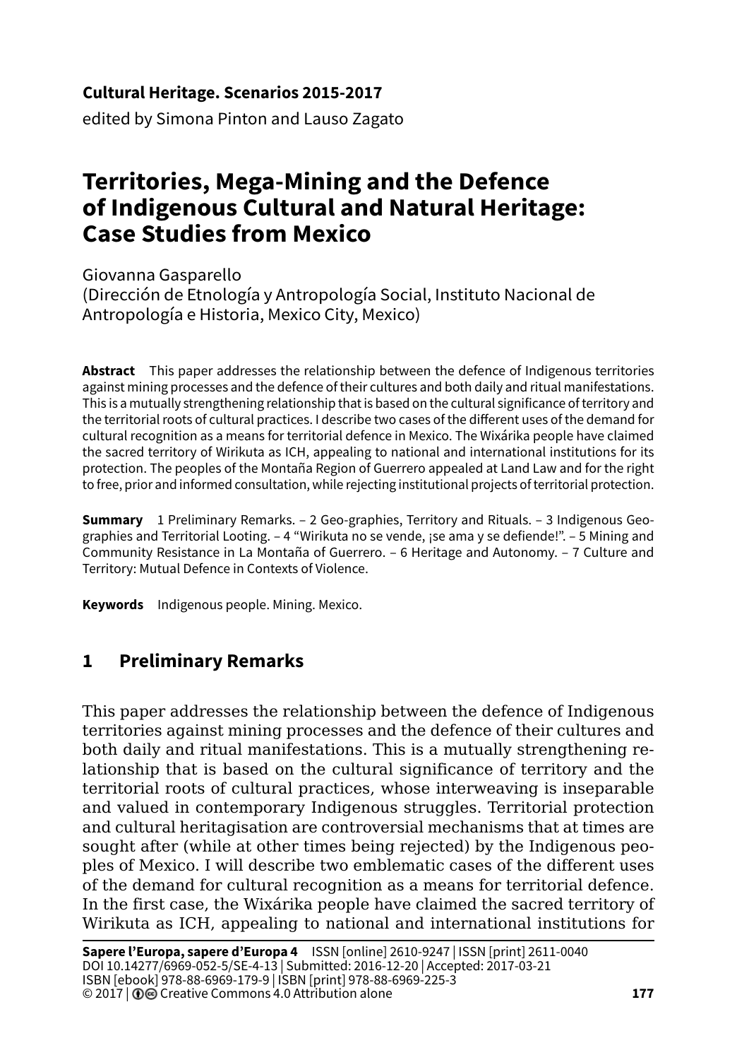**Cultural Heritage. Scenarios 2015-2017**

edited by Simona Pinton and Lauso Zagato

# Territories, Mega-Mining and the Defence of Indigenous Cultural and Natural Heritage: Case Studies from Mexico

Giovanna Gasparello
(Dirección de Etnología y Antropología Social, Instituto Nacional de Antropología e Historia, Mexico City, Mexico)

**Abstract** This paper addresses the relationship between the defence of Indigenous territories against mining processes and the defence of their cultures and both daily and ritual manifestations. This is a mutually strengthening relationship that is based on the cultural significance of territory and the territorial roots of cultural practices. I describe two cases of the different uses of the demand for cultural recognition as a means for territorial defence in Mexico. The Wixárika people have claimed the sacred territory of Wirikuta as ICH, appealing to national and international institutions for its protection. The peoples of the Montaña Region of Guerrero appealed at Land Law and for the right to free, prior and informed consultation, while rejecting institutional projects of territorial protection.

**Summary** 1 Preliminary Remarks. – 2 Geo-graphies, Territory and Rituals. – 3 Indigenous Geographies and Territorial Looting. – 4 “Wirikuta no se vende, ¡se ama y se defiende!”. – 5 Mining and Community Resistance in La Montaña of Guerrero. – 6 Heritage and Autonomy. – 7 Culture and Territory: Mutual Defence in Contexts of Violence.

**Keywords** Indigenous people. Mining. Mexico.

## 1 Preliminary Remarks

This paper addresses the relationship between the defence of Indigenous territories against mining processes and the defence of their cultures and both daily and ritual manifestations. This is a mutually strengthening relationship that is based on the cultural significance of territory and the territorial roots of cultural practices, whose interweaving is inseparable and valued in contemporary Indigenous struggles. Territorial protection and cultural heritagisation are controversial mechanisms that at times are sought after (while at other times being rejected) by the Indigenous peoples of Mexico. I will describe two emblematic cases of the different uses of the demand for cultural recognition as a means for territorial defence. In the first case, the Wixárika people have claimed the sacred territory of Wirikuta as ICH, appealing to national and international institutions for

**Sapere l’Europa, sapere d’Europa 4** ISSN [online] 2610-9247 | ISSN [print] 2611-0040
DOI 10.14277/6969-052-5/SE-4-13 | Submitted: 2016-12-20 | Accepted: 2017-03-21
ISBN [ebook] 978-88-6969-179-9 | ISBN [print] 978-88-6969-225-3
© 2017 | Creative Commons 4.0 Attribution alone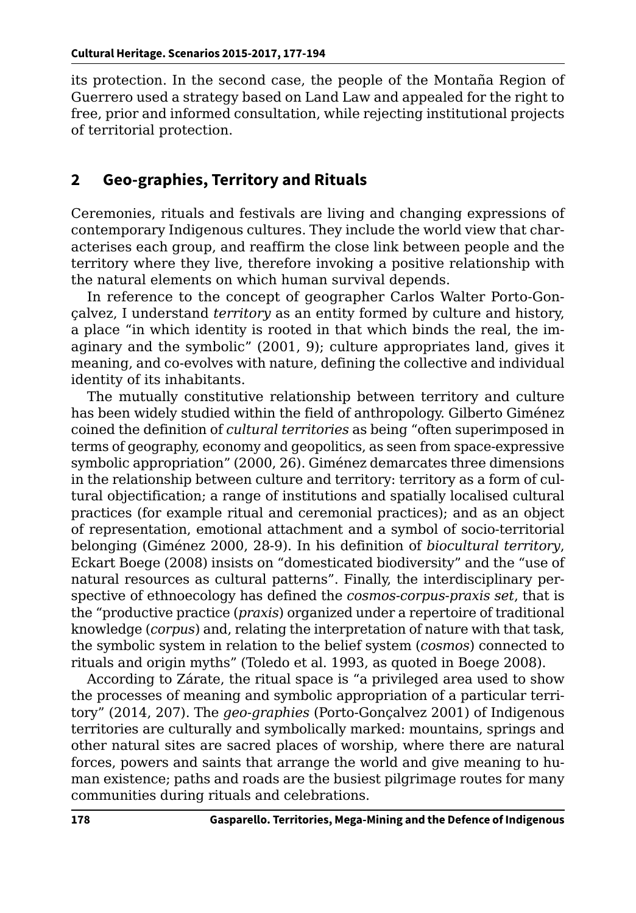its protection. In the second case, the people of the Montaña Region of Guerrero used a strategy based on Land Law and appealed for the right to free, prior and informed consultation, while rejecting institutional projects of territorial protection.

## 2 Geo-graphies, Territory and Rituals

Ceremonies, rituals and festivals are living and changing expressions of contemporary Indigenous cultures. They include the world view that characterises each group, and reaffirm the close link between people and the territory where they live, therefore invoking a positive relationship with the natural elements on which human survival depends.

In reference to the concept of geographer Carlos Walter Porto-Gonçalvez, I understand *territory* as an entity formed by culture and history, a place "in which identity is rooted in that which binds the real, the imaginary and the symbolic" (2001, 9); culture appropriates land, gives it meaning, and co-evolves with nature, defining the collective and individual identity of its inhabitants.

The mutually constitutive relationship between territory and culture has been widely studied within the field of anthropology. Gilberto Giménez coined the definition of *cultural territories* as being "often superimposed in terms of geography, economy and geopolitics, as seen from space-expressive symbolic appropriation" (2000, 26). Giménez demarcates three dimensions in the relationship between culture and territory: territory as a form of cultural objectification; a range of institutions and spatially localised cultural practices (for example ritual and ceremonial practices); and as an object of representation, emotional attachment and a symbol of socio-territorial belonging (Giménez 2000, 28-9). In his definition of *biocultural territory*, Eckart Boege (2008) insists on "domesticated biodiversity" and the "use of natural resources as cultural patterns". Finally, the interdisciplinary perspective of ethnoecology has defined the *cosmos-corpus-praxis set*, that is the "productive practice (*praxis*) organized under a repertoire of traditional knowledge (*corpus*) and, relating the interpretation of nature with that task, the symbolic system in relation to the belief system (*cosmos*) connected to rituals and origin myths" (Toledo et al. 1993, as quoted in Boege 2008).

According to Zárate, the ritual space is "a privileged area used to show the processes of meaning and symbolic appropriation of a particular territory" (2014, 207). The *geo-graphies* (Porto-Gonçalvez 2001) of Indigenous territories are culturally and symbolically marked: mountains, springs and other natural sites are sacred places of worship, where there are natural forces, powers and saints that arrange the world and give meaning to human existence; paths and roads are the busiest pilgrimage routes for many communities during rituals and celebrations.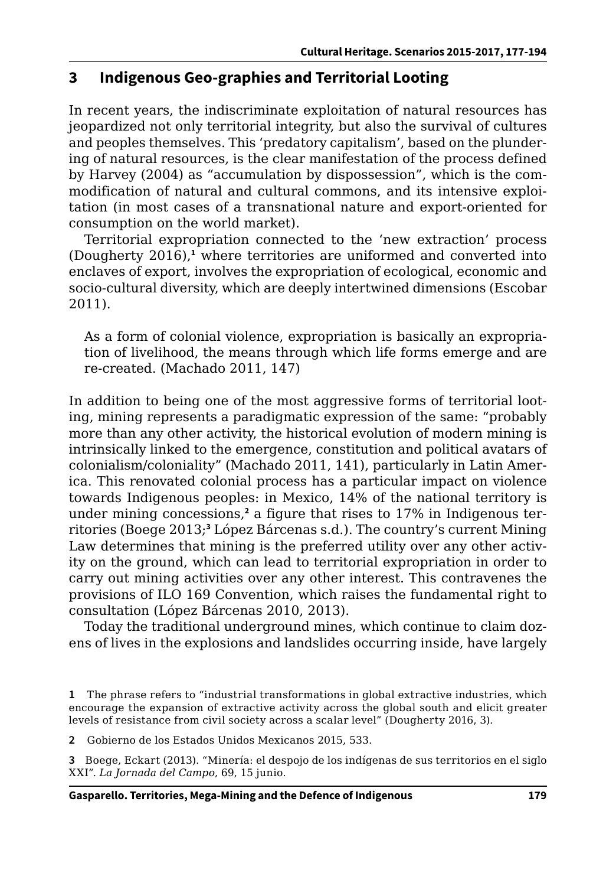## 3 Indigenous Geo-graphies and Territorial Looting

In recent years, the indiscriminate exploitation of natural resources has jeopardized not only territorial integrity, but also the survival of cultures and peoples themselves. This 'predatory capitalism', based on the plundering of natural resources, is the clear manifestation of the process defined by Harvey (2004) as "accumulation by dispossession", which is the commodification of natural and cultural commons, and its intensive exploitation (in most cases of a transnational nature and export-oriented for consumption on the world market).

Territorial expropriation connected to the 'new extraction' process (Dougherty 2016),[1] where territories are uniformed and converted into enclaves of export, involves the expropriation of ecological, economic and socio-cultural diversity, which are deeply intertwined dimensions (Escobar 2011).

> As a form of colonial violence, expropriation is basically an expropriation of livelihood, the means through which life forms emerge and are re-created. (Machado 2011, 147)

In addition to being one of the most aggressive forms of territorial looting, mining represents a paradigmatic expression of the same: "probably more than any other activity, the historical evolution of modern mining is intrinsically linked to the emergence, constitution and political avatars of colonialism/coloniality" (Machado 2011, 141), particularly in Latin America. This renovated colonial process has a particular impact on violence towards Indigenous peoples: in Mexico, 14% of the national territory is under mining concessions,[2] a figure that rises to 17% in Indigenous territories (Boege 2013;[3] López Bárcenas s.d.). The country's current Mining Law determines that mining is the preferred utility over any other activity on the ground, which can lead to territorial expropriation in order to carry out mining activities over any other interest. This contravenes the provisions of ILO 169 Convention, which raises the fundamental right to consultation (López Bárcenas 2010, 2013).

Today the traditional underground mines, which continue to claim dozens of lives in the explosions and landslides occurring inside, have largely

---

**1** The phrase refers to "industrial transformations in global extractive industries, which encourage the expansion of extractive activity across the global south and elicit greater levels of resistance from civil society across a scalar level" (Dougherty 2016, 3).

**2** Gobierno de los Estados Unidos Mexicanos 2015, 533.

**3** Boege, Eckart (2013). "Minería: el despojo de los indígenas de sus territorios en el siglo XXI". *La Jornada del Campo*, 69, 15 junio.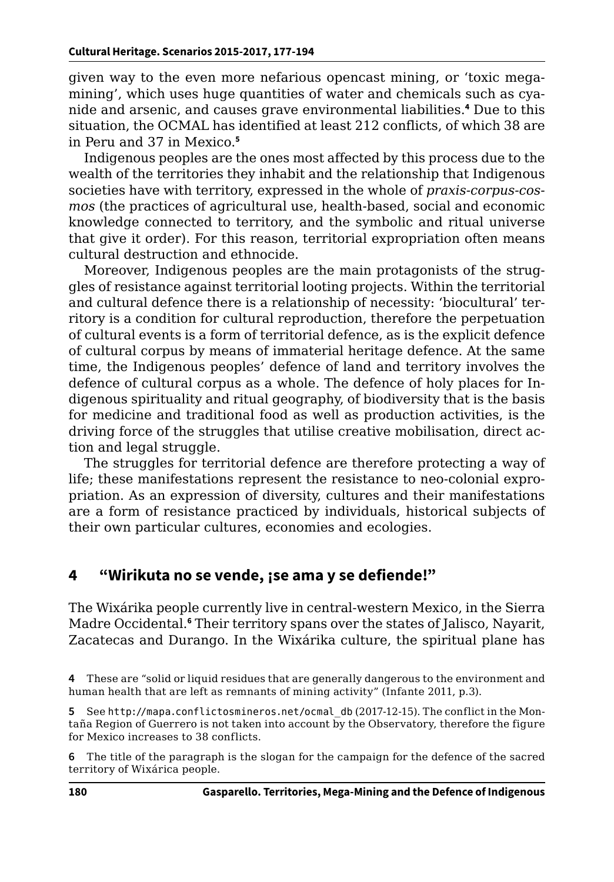given way to the even more nefarious opencast mining, or 'toxic mega-mining', which uses huge quantities of water and chemicals such as cyanide and arsenic, and causes grave environmental liabilities.[4] Due to this situation, the OCMAL has identified at least 212 conflicts, of which 38 are in Peru and 37 in Mexico.[5]

Indigenous peoples are the ones most affected by this process due to the wealth of the territories they inhabit and the relationship that Indigenous societies have with territory, expressed in the whole of *praxis-corpus-cosmos* (the practices of agricultural use, health-based, social and economic knowledge connected to territory, and the symbolic and ritual universe that give it order). For this reason, territorial expropriation often means cultural destruction and ethnocide.

Moreover, Indigenous peoples are the main protagonists of the struggles of resistance against territorial looting projects. Within the territorial and cultural defence there is a relationship of necessity: 'biocultural' territory is a condition for cultural reproduction, therefore the perpetuation of cultural events is a form of territorial defence, as is the explicit defence of cultural corpus by means of immaterial heritage defence. At the same time, the Indigenous peoples' defence of land and territory involves the defence of cultural corpus as a whole. The defence of holy places for Indigenous spirituality and ritual geography, of biodiversity that is the basis for medicine and traditional food as well as production activities, is the driving force of the struggles that utilise creative mobilisation, direct action and legal struggle.

The struggles for territorial defence are therefore protecting a way of life; these manifestations represent the resistance to neo-colonial expropriation. As an expression of diversity, cultures and their manifestations are a form of resistance practiced by individuals, historical subjects of their own particular cultures, economies and ecologies.

## 4 "Wirikuta no se vende, ¡se ama y se defiende!"

The Wixárika people currently live in central-western Mexico, in the Sierra Madre Occidental.[6] Their territory spans over the states of Jalisco, Nayarit, Zacatecas and Durango. In the Wixárika culture, the spiritual plane has

4 These are "solid or liquid residues that are generally dangerous to the environment and human health that are left as remnants of mining activity" (Infante 2011, p.3).

5 See http://mapa.conflictosmineros.net/ocmal_db (2017-12-15). The conflict in the Montaña Region of Guerrero is not taken into account by the Observatory, therefore the figure for Mexico increases to 38 conflicts.

6 The title of the paragraph is the slogan for the campaign for the defence of the sacred territory of Wixárica people.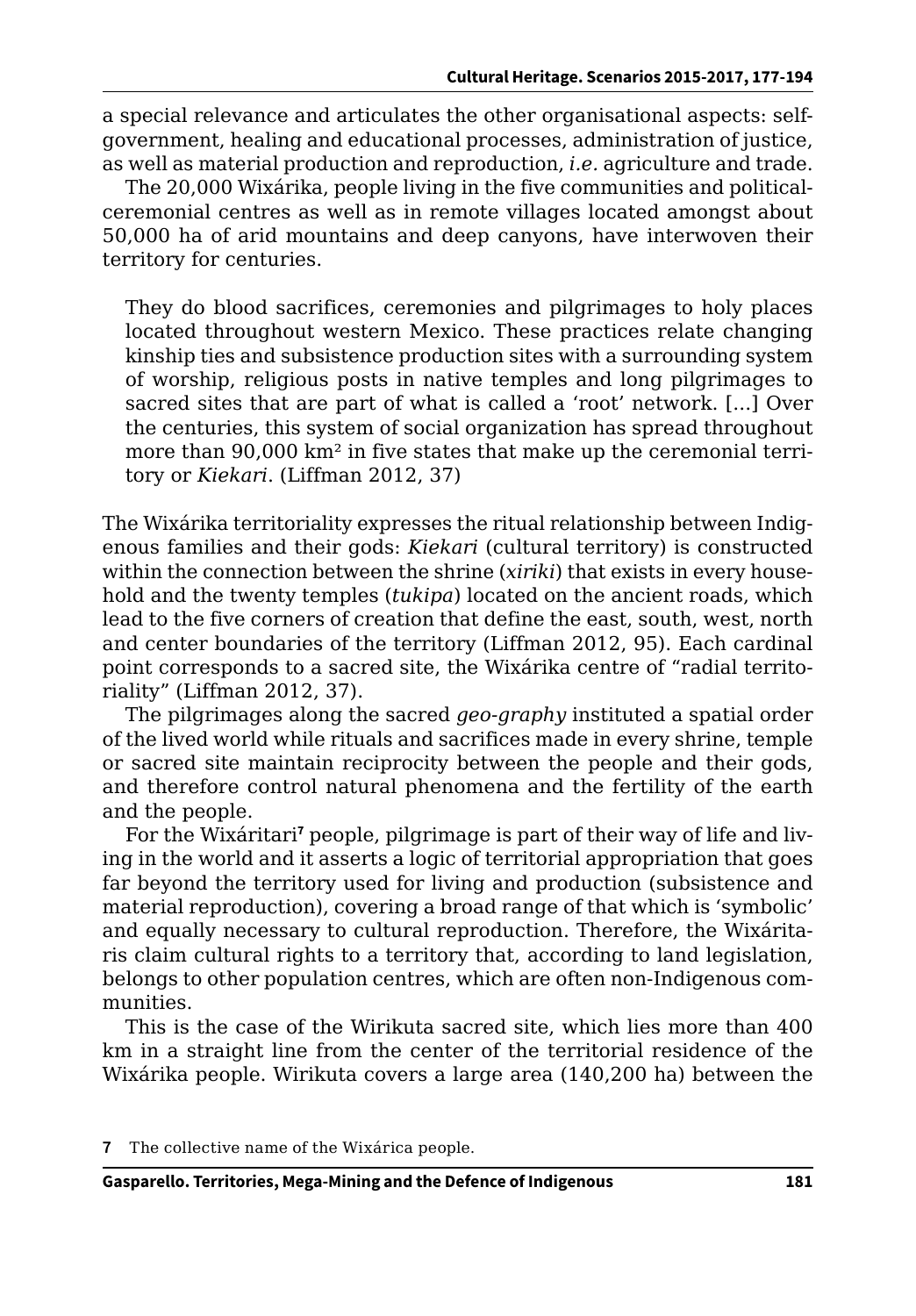a special relevance and articulates the other organisational aspects: self-government, healing and educational processes, administration of justice, as well as material production and reproduction, *i.e.* agriculture and trade.

The 20,000 Wixárika, people living in the five communities and political-ceremonial centres as well as in remote villages located amongst about 50,000 ha of arid mountains and deep canyons, have interwoven their territory for centuries.

> They do blood sacrifices, ceremonies and pilgrimages to holy places located throughout western Mexico. These practices relate changing kinship ties and subsistence production sites with a surrounding system of worship, religious posts in native temples and long pilgrimages to sacred sites that are part of what is called a 'root' network. [...] Over the centuries, this system of social organization has spread throughout more than 90,000 km² in five states that make up the ceremonial territory or *Kiekari*. (Liffman 2012, 37)

The Wixárika territoriality expresses the ritual relationship between Indigenous families and their gods: *Kiekari* (cultural territory) is constructed within the connection between the shrine (*xiriki*) that exists in every household and the twenty temples (*tukipa*) located on the ancient roads, which lead to the five corners of creation that define the east, south, west, north and center boundaries of the territory (Liffman 2012, 95). Each cardinal point corresponds to a sacred site, the Wixárika centre of "radial territoriality" (Liffman 2012, 37).

The pilgrimages along the sacred *geo-graphy* instituted a spatial order of the lived world while rituals and sacrifices made in every shrine, temple or sacred site maintain reciprocity between the people and their gods, and therefore control natural phenomena and the fertility of the earth and the people.

For the Wixáritari[7] people, pilgrimage is part of their way of life and living in the world and it asserts a logic of territorial appropriation that goes far beyond the territory used for living and production (subsistence and material reproduction), covering a broad range of that which is 'symbolic' and equally necessary to cultural reproduction. Therefore, the Wixáritaris claim cultural rights to a territory that, according to land legislation, belongs to other population centres, which are often non-Indigenous communities.

This is the case of the Wirikuta sacred site, which lies more than 400 km in a straight line from the center of the territorial residence of the Wixárika people. Wirikuta covers a large area (140,200 ha) between the

[7] The collective name of the Wixárica people.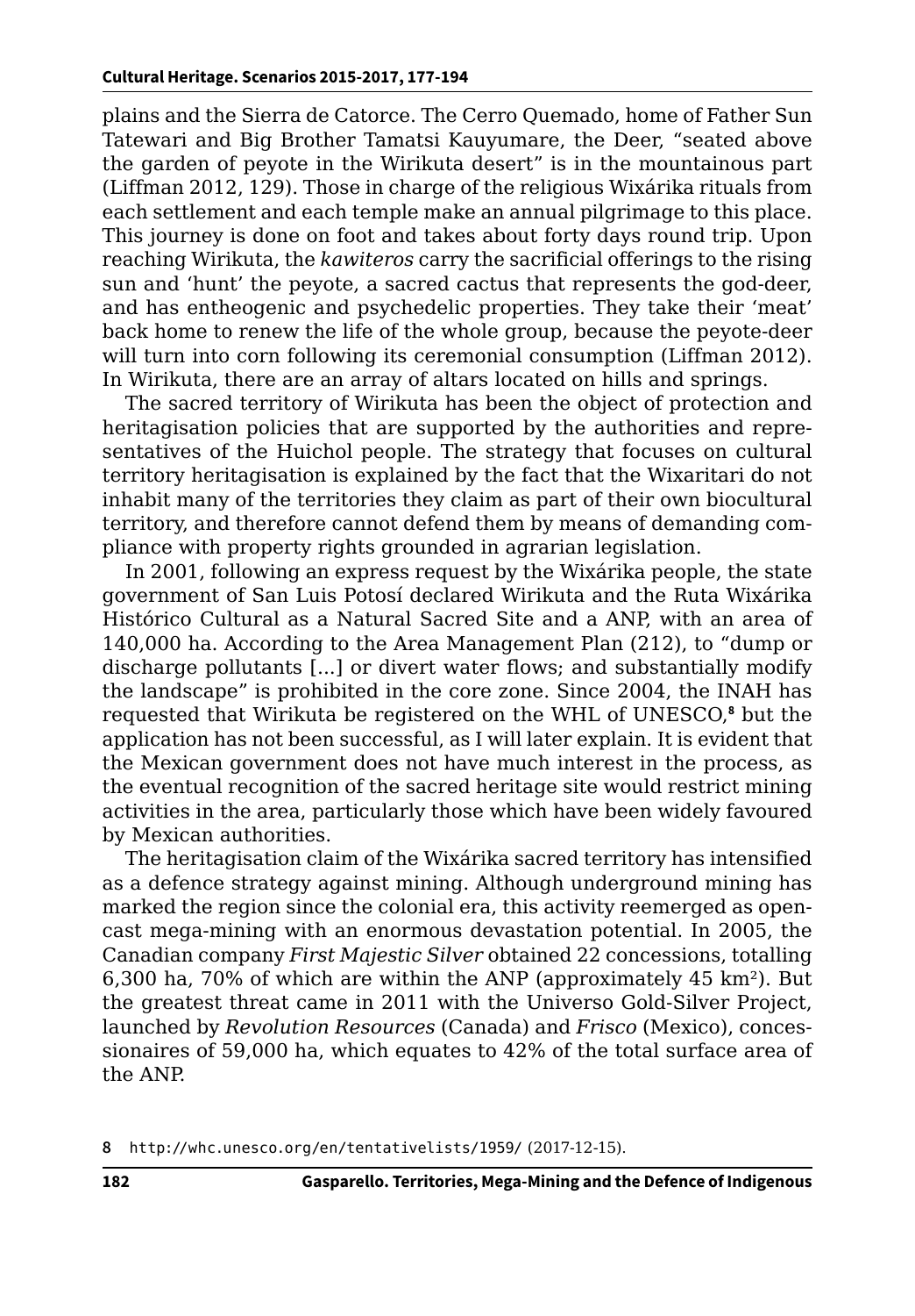plains and the Sierra de Catorce. The Cerro Quemado, home of Father Sun Tatewari and Big Brother Tamatsi Kauyumare, the Deer, "seated above the garden of peyote in the Wirikuta desert" is in the mountainous part (Liffman 2012, 129). Those in charge of the religious Wixárika rituals from each settlement and each temple make an annual pilgrimage to this place. This journey is done on foot and takes about forty days round trip. Upon reaching Wirikuta, the *kawiteros* carry the sacrificial offerings to the rising sun and 'hunt' the peyote, a sacred cactus that represents the god-deer, and has entheogenic and psychedelic properties. They take their 'meat' back home to renew the life of the whole group, because the peyote-deer will turn into corn following its ceremonial consumption (Liffman 2012). In Wirikuta, there are an array of altars located on hills and springs.

The sacred territory of Wirikuta has been the object of protection and heritagisation policies that are supported by the authorities and representatives of the Huichol people. The strategy that focuses on cultural territory heritagisation is explained by the fact that the Wixaritari do not inhabit many of the territories they claim as part of their own biocultural territory, and therefore cannot defend them by means of demanding compliance with property rights grounded in agrarian legislation.

In 2001, following an express request by the Wixárika people, the state government of San Luis Potosí declared Wirikuta and the Ruta Wixárika Histórico Cultural as a Natural Sacred Site and a ANP, with an area of 140,000 ha. According to the Area Management Plan (212), to "dump or discharge pollutants [...] or divert water flows; and substantially modify the landscape" is prohibited in the core zone. Since 2004, the INAH has requested that Wirikuta be registered on the WHL of UNESCO,[8] but the application has not been successful, as I will later explain. It is evident that the Mexican government does not have much interest in the process, as the eventual recognition of the sacred heritage site would restrict mining activities in the area, particularly those which have been widely favoured by Mexican authorities.

The heritagisation claim of the Wixárika sacred territory has intensified as a defence strategy against mining. Although underground mining has marked the region since the colonial era, this activity reemerged as open-cast mega-mining with an enormous devastation potential. In 2005, the Canadian company *First Majestic Silver* obtained 22 concessions, totalling 6,300 ha, 70% of which are within the ANP (approximately 45 km$^2$). But the greatest threat came in 2011 with the Universo Gold-Silver Project, launched by *Revolution Resources* (Canada) and *Frisco* (Mexico), concessionaires of 59,000 ha, which equates to 42% of the total surface area of the ANP.

8 http://whc.unesco.org/en/tentativelists/1959/ (2017-12-15).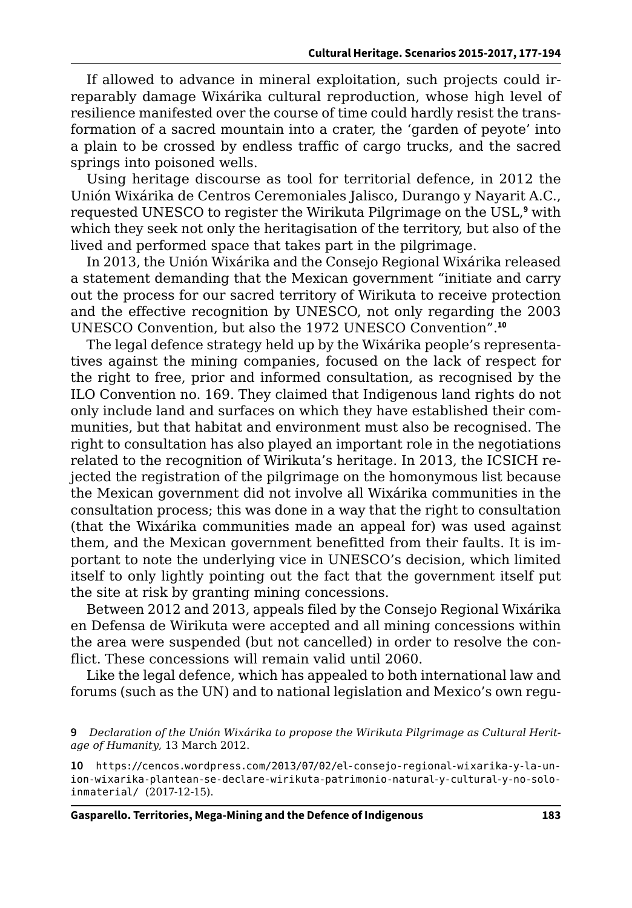If allowed to advance in mineral exploitation, such projects could irreparably damage Wixárika cultural reproduction, whose high level of resilience manifested over the course of time could hardly resist the transformation of a sacred mountain into a crater, the 'garden of peyote' into a plain to be crossed by endless traffic of cargo trucks, and the sacred springs into poisoned wells.

Using heritage discourse as tool for territorial defence, in 2012 the Unión Wixárika de Centros Ceremoniales Jalisco, Durango y Nayarit A.C., requested UNESCO to register the Wirikuta Pilgrimage on the USL,[9] with which they seek not only the heritagisation of the territory, but also of the lived and performed space that takes part in the pilgrimage.

In 2013, the Unión Wixárika and the Consejo Regional Wixárika released a statement demanding that the Mexican government "initiate and carry out the process for our sacred territory of Wirikuta to receive protection and the effective recognition by UNESCO, not only regarding the 2003 UNESCO Convention, but also the 1972 UNESCO Convention".[10]

The legal defence strategy held up by the Wixárika people's representatives against the mining companies, focused on the lack of respect for the right to free, prior and informed consultation, as recognised by the ILO Convention no. 169. They claimed that Indigenous land rights do not only include land and surfaces on which they have established their communities, but that habitat and environment must also be recognised. The right to consultation has also played an important role in the negotiations related to the recognition of Wirikuta's heritage. In 2013, the ICSICH rejected the registration of the pilgrimage on the homonymous list because the Mexican government did not involve all Wixárika communities in the consultation process; this was done in a way that the right to consultation (that the Wixárika communities made an appeal for) was used against them, and the Mexican government benefitted from their faults. It is important to note the underlying vice in UNESCO's decision, which limited itself to only lightly pointing out the fact that the government itself put the site at risk by granting mining concessions.

Between 2012 and 2013, appeals filed by the Consejo Regional Wixárika en Defensa de Wirikuta were accepted and all mining concessions within the area were suspended (but not cancelled) in order to resolve the conflict. These concessions will remain valid until 2060.

Like the legal defence, which has appealed to both international law and forums (such as the UN) and to national legislation and Mexico's own regu-

9 *Declaration of the Unión Wixárika to propose the Wirikuta Pilgrimage as Cultural Heritage of Humanity*, 13 March 2012.

10 https://cencos.wordpress.com/2013/07/02/el-consejo-regional-wixarika-y-la-union-wixarika-plantean-se-declare-wirikuta-patrimonio-natural-y-cultural-y-no-solo-inmaterial/ (2017-12-15).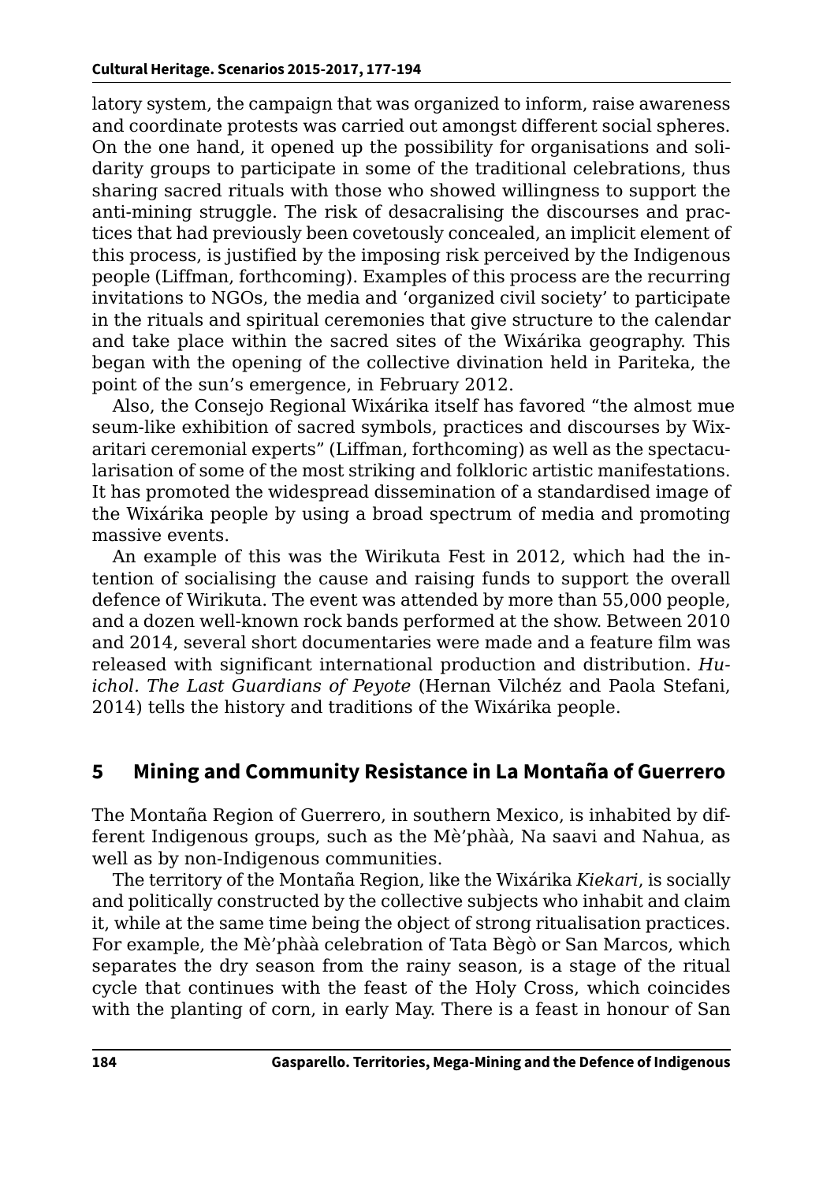latory system, the campaign that was organized to inform, raise awareness and coordinate protests was carried out amongst different social spheres. On the one hand, it opened up the possibility for organisations and solidarity groups to participate in some of the traditional celebrations, thus sharing sacred rituals with those who showed willingness to support the anti-mining struggle. The risk of desacralising the discourses and practices that had previously been covetously concealed, an implicit element of this process, is justified by the imposing risk perceived by the Indigenous people (Liffman, forthcoming). Examples of this process are the recurring invitations to NGOs, the media and 'organized civil society' to participate in the rituals and spiritual ceremonies that give structure to the calendar and take place within the sacred sites of the Wixárika geography. This began with the opening of the collective divination held in Pariteka, the point of the sun's emergence, in February 2012.

Also, the Consejo Regional Wixárika itself has favored "the almost mueseum-like exhibition of sacred symbols, practices and discourses by Wixaritari ceremonial experts" (Liffman, forthcoming) as well as the spectacularisation of some of the most striking and folkloric artistic manifestations. It has promoted the widespread dissemination of a standardised image of the Wixárika people by using a broad spectrum of media and promoting massive events.

An example of this was the Wirikuta Fest in 2012, which had the intention of socialising the cause and raising funds to support the overall defence of Wirikuta. The event was attended by more than 55,000 people, and a dozen well-known rock bands performed at the show. Between 2010 and 2014, several short documentaries were made and a feature film was released with significant international production and distribution. *Huichol. The Last Guardians of Peyote* (Hernan Vilchéz and Paola Stefani, 2014) tells the history and traditions of the Wixárika people.

## 5 Mining and Community Resistance in La Montaña of Guerrero

The Montaña Region of Guerrero, in southern Mexico, is inhabited by different Indigenous groups, such as the Mè'phàà, Na saavi and Nahua, as well as by non-Indigenous communities.

The territory of the Montaña Region, like the Wixárika *Kiekari*, is socially and politically constructed by the collective subjects who inhabit and claim it, while at the same time being the object of strong ritualisation practices. For example, the Mè'phàà celebration of Tata Bègò or San Marcos, which separates the dry season from the rainy season, is a stage of the ritual cycle that continues with the feast of the Holy Cross, which coincides with the planting of corn, in early May. There is a feast in honour of San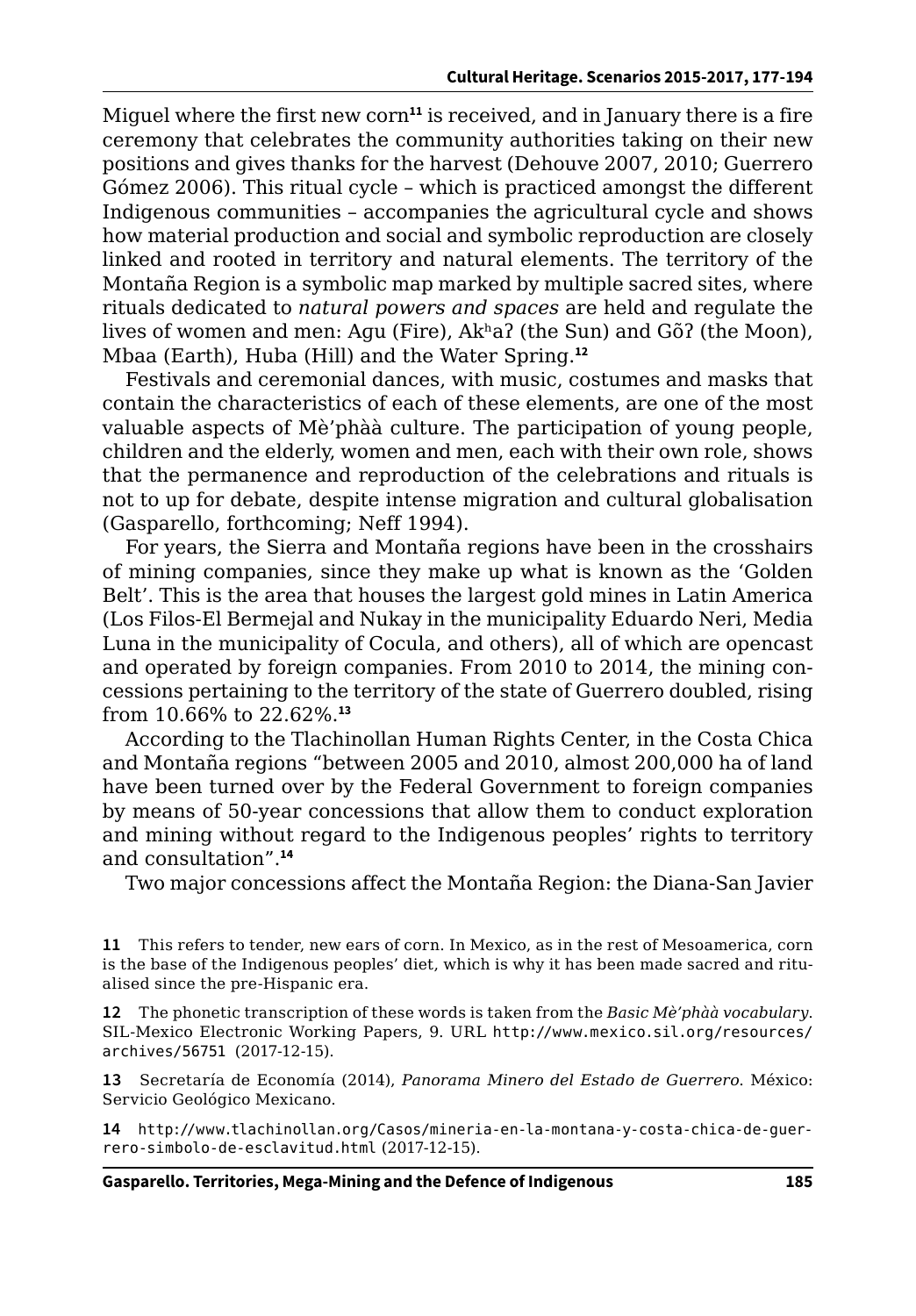Miguel where the first new corn[11] is received, and in January there is a fire ceremony that celebrates the community authorities taking on their new positions and gives thanks for the harvest (Dehouve 2007, 2010; Guerrero Gómez 2006). This ritual cycle – which is practiced amongst the different Indigenous communities – accompanies the agricultural cycle and shows how material production and social and symbolic reproduction are closely linked and rooted in territory and natural elements. The territory of the Montaña Region is a symbolic map marked by multiple sacred sites, where rituals dedicated to *natural powers and spaces* are held and regulate the lives of women and men: Agu (Fire), Akʰaʔ (the Sun) and Gõʔ (the Moon), Mbaa (Earth), Huba (Hill) and the Water Spring.[12]

Festivals and ceremonial dances, with music, costumes and masks that contain the characteristics of each of these elements, are one of the most valuable aspects of Mè'phàà culture. The participation of young people, children and the elderly, women and men, each with their own role, shows that the permanence and reproduction of the celebrations and rituals is not to up for debate, despite intense migration and cultural globalisation (Gasparello, forthcoming; Neff 1994).

For years, the Sierra and Montaña regions have been in the crosshairs of mining companies, since they make up what is known as the 'Golden Belt'. This is the area that houses the largest gold mines in Latin America (Los Filos-El Bermejal and Nukay in the municipality Eduardo Neri, Media Luna in the municipality of Cocula, and others), all of which are opencast and operated by foreign companies. From 2010 to 2014, the mining concessions pertaining to the territory of the state of Guerrero doubled, rising from 10.66% to 22.62%.[13]

According to the Tlachinollan Human Rights Center, in the Costa Chica and Montaña regions "between 2005 and 2010, almost 200,000 ha of land have been turned over by the Federal Government to foreign companies by means of 50-year concessions that allow them to conduct exploration and mining without regard to the Indigenous peoples' rights to territory and consultation".[14]

Two major concessions affect the Montaña Region: the Diana-San Javier

11 This refers to tender, new ears of corn. In Mexico, as in the rest of Mesoamerica, corn is the base of the Indigenous peoples' diet, which is why it has been made sacred and ritualised since the pre-Hispanic era.

12 The phonetic transcription of these words is taken from the *Basic Mè'phàà vocabulary*. SIL-Mexico Electronic Working Papers, 9. URL http://www.mexico.sil.org/resources/archives/56751 (2017-12-15).

13 Secretaría de Economía (2014), *Panorama Minero del Estado de Guerrero*. México: Servicio Geológico Mexicano.

14 http://www.tlachinollan.org/Casos/mineria-en-la-montana-y-costa-chica-de-guerrero-simbolo-de-esclavitud.html (2017-12-15).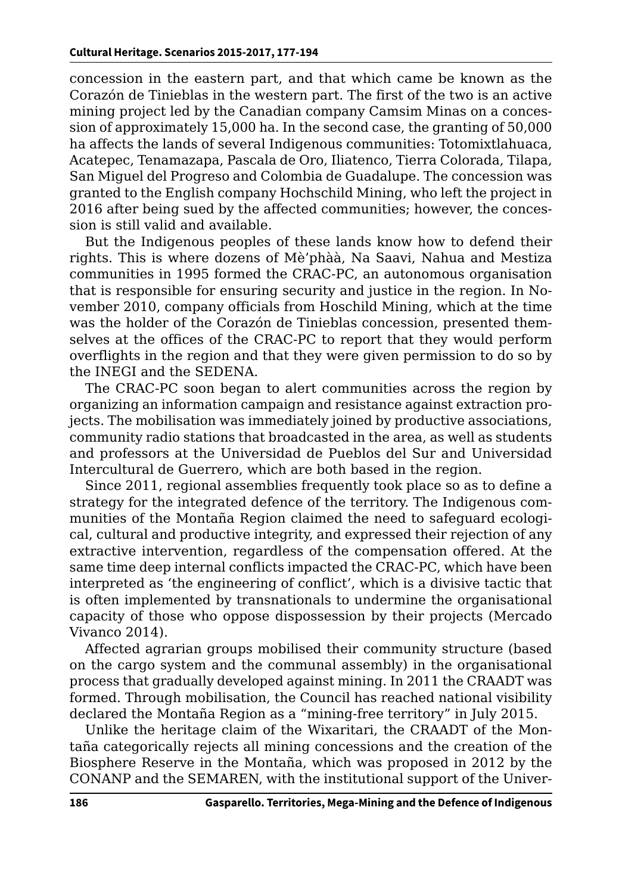concession in the eastern part, and that which came be known as the Corazón de Tinieblas in the western part. The first of the two is an active mining project led by the Canadian company Camsim Minas on a concession of approximately 15,000 ha. In the second case, the granting of 50,000 ha affects the lands of several Indigenous communities: Totomixtlahuaca, Acatepec, Tenamazapa, Pascala de Oro, Iliatenco, Tierra Colorada, Tilapa, San Miguel del Progreso and Colombia de Guadalupe. The concession was granted to the English company Hochschild Mining, who left the project in 2016 after being sued by the affected communities; however, the concession is still valid and available.

But the Indigenous peoples of these lands know how to defend their rights. This is where dozens of Mè'phàà, Na Saavi, Nahua and Mestiza communities in 1995 formed the CRAC-PC, an autonomous organisation that is responsible for ensuring security and justice in the region. In November 2010, company officials from Hoschild Mining, which at the time was the holder of the Corazón de Tinieblas concession, presented themselves at the offices of the CRAC-PC to report that they would perform overflights in the region and that they were given permission to do so by the INEGI and the SEDENA.

The CRAC-PC soon began to alert communities across the region by organizing an information campaign and resistance against extraction projects. The mobilisation was immediately joined by productive associations, community radio stations that broadcasted in the area, as well as students and professors at the Universidad de Pueblos del Sur and Universidad Intercultural de Guerrero, which are both based in the region.

Since 2011, regional assemblies frequently took place so as to define a strategy for the integrated defence of the territory. The Indigenous communities of the Montaña Region claimed the need to safeguard ecological, cultural and productive integrity, and expressed their rejection of any extractive intervention, regardless of the compensation offered. At the same time deep internal conflicts impacted the CRAC-PC, which have been interpreted as 'the engineering of conflict', which is a divisive tactic that is often implemented by transnationals to undermine the organisational capacity of those who oppose dispossession by their projects (Mercado Vivanco 2014).

Affected agrarian groups mobilised their community structure (based on the cargo system and the communal assembly) in the organisational process that gradually developed against mining. In 2011 the CRAADT was formed. Through mobilisation, the Council has reached national visibility declared the Montaña Region as a "mining-free territory" in July 2015.

Unlike the heritage claim of the Wixaritari, the CRAADT of the Montaña categorically rejects all mining concessions and the creation of the Biosphere Reserve in the Montaña, which was proposed in 2012 by the CONANP and the SEMAREN, with the institutional support of the Univer-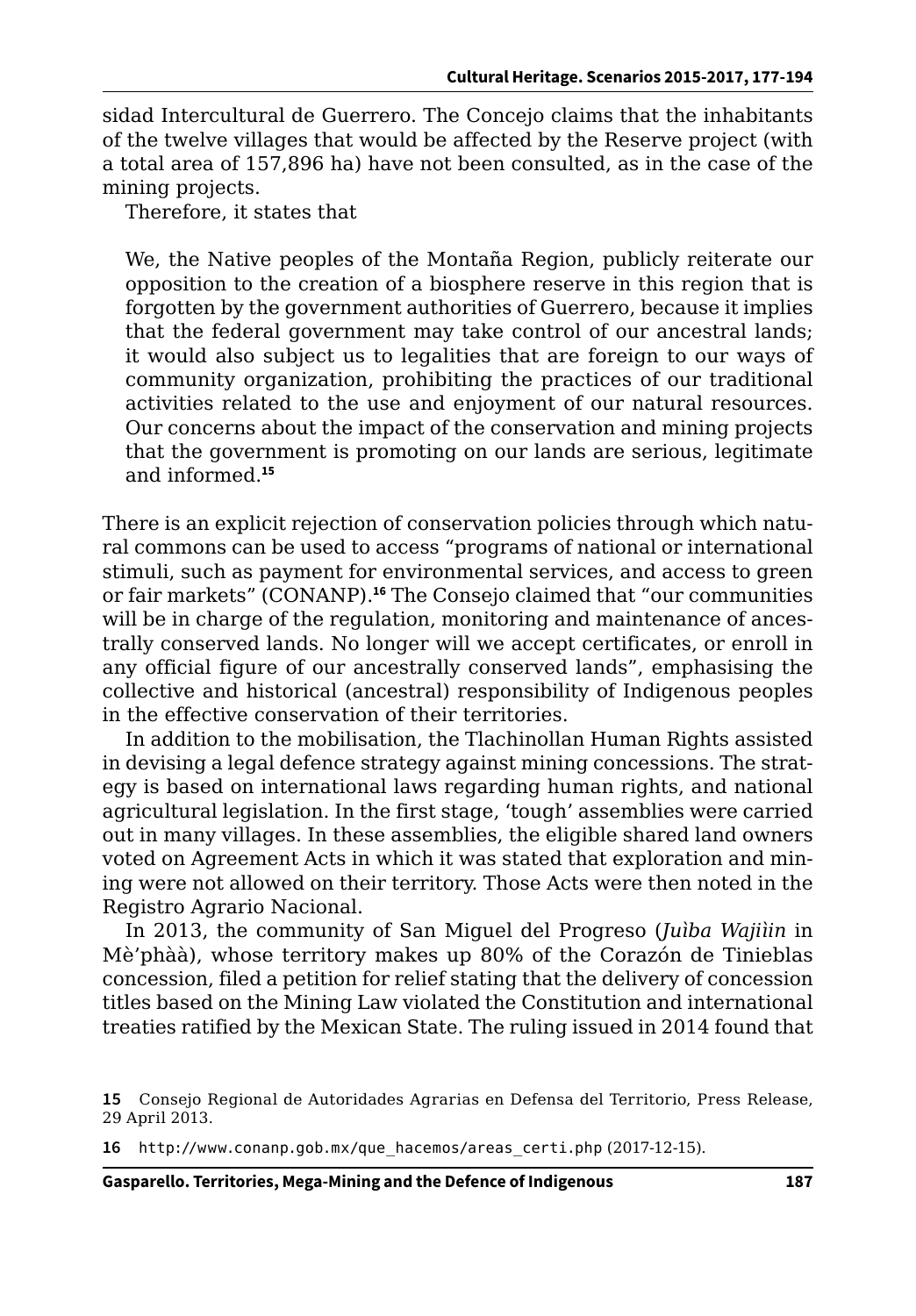sidad Intercultural de Guerrero. The Concejo claims that the inhabitants of the twelve villages that would be affected by the Reserve project (with a total area of 157,896 ha) have not been consulted, as in the case of the mining projects.

Therefore, it states that

> We, the Native peoples of the Montaña Region, publicly reiterate our opposition to the creation of a biosphere reserve in this region that is forgotten by the government authorities of Guerrero, because it implies that the federal government may take control of our ancestral lands; it would also subject us to legalities that are foreign to our ways of community organization, prohibiting the practices of our traditional activities related to the use and enjoyment of our natural resources. Our concerns about the impact of the conservation and mining projects that the government is promoting on our lands are serious, legitimate and informed.[15]

There is an explicit rejection of conservation policies through which natural commons can be used to access "programs of national or international stimuli, such as payment for environmental services, and access to green or fair markets" (CONANP).[16] The Consejo claimed that "our communities will be in charge of the regulation, monitoring and maintenance of ancestrally conserved lands. No longer will we accept certificates, or enroll in any official figure of our ancestrally conserved lands", emphasising the collective and historical (ancestral) responsibility of Indigenous peoples in the effective conservation of their territories.

In addition to the mobilisation, the Tlachinollan Human Rights assisted in devising a legal defence strategy against mining concessions. The strategy is based on international laws regarding human rights, and national agricultural legislation. In the first stage, 'tough' assemblies were carried out in many villages. In these assemblies, the eligible shared land owners voted on Agreement Acts in which it was stated that exploration and mining were not allowed on their territory. Those Acts were then noted in the Registro Agrario Nacional.

In 2013, the community of San Miguel del Progreso (*Juìba Wajììin* in Mè'phàà), whose territory makes up 80% of the Corazón de Tinieblas concession, filed a petition for relief stating that the delivery of concession titles based on the Mining Law violated the Constitution and international treaties ratified by the Mexican State. The ruling issued in 2014 found that

---

15 Consejo Regional de Autoridades Agrarias en Defensa del Territorio, Press Release, 29 April 2013.

16 http://www.conanp.gob.mx/que_hacemos/areas_certi.php (2017-12-15).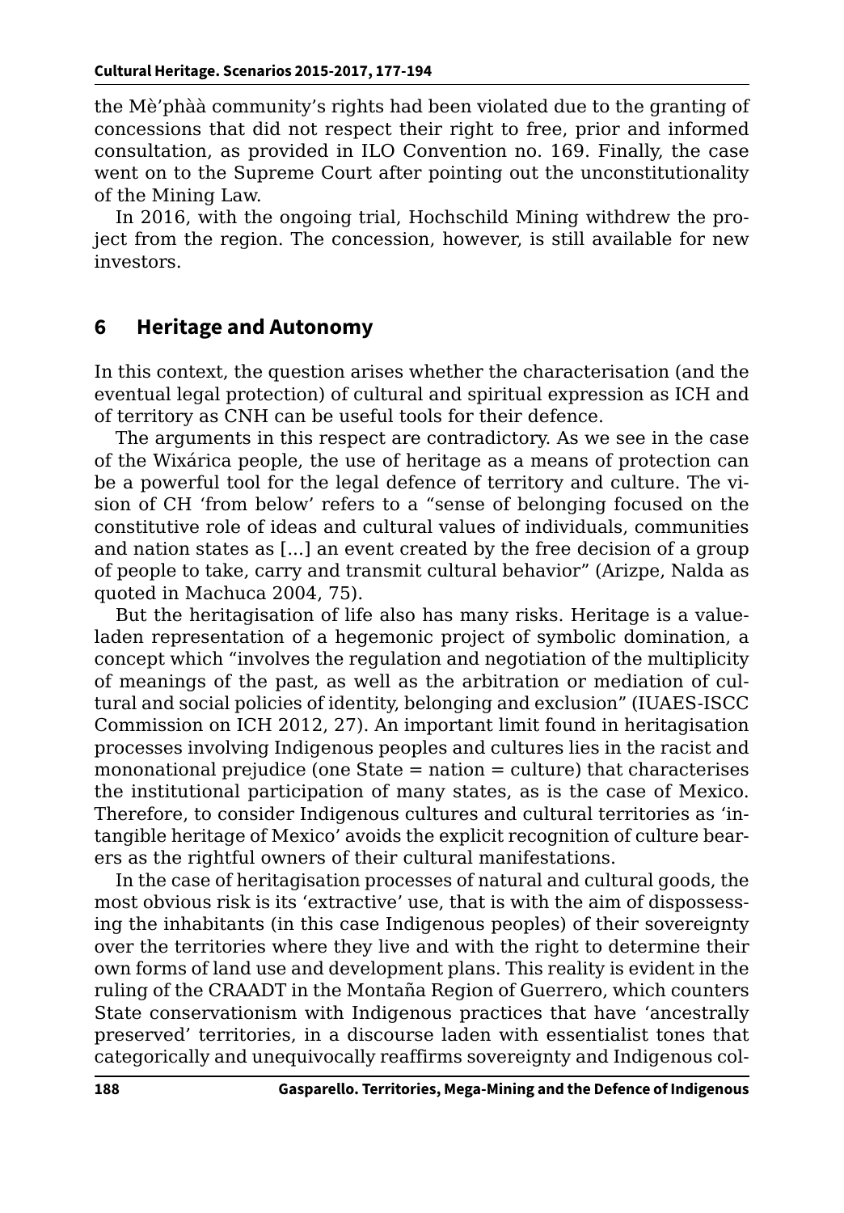the Mè'phàà community's rights had been violated due to the granting of concessions that did not respect their right to free, prior and informed consultation, as provided in ILO Convention no. 169. Finally, the case went on to the Supreme Court after pointing out the unconstitutionality of the Mining Law.

In 2016, with the ongoing trial, Hochschild Mining withdrew the project from the region. The concession, however, is still available for new investors.

## 6 Heritage and Autonomy

In this context, the question arises whether the characterisation (and the eventual legal protection) of cultural and spiritual expression as ICH and of territory as CNH can be useful tools for their defence.

The arguments in this respect are contradictory. As we see in the case of the Wixárica people, the use of heritage as a means of protection can be a powerful tool for the legal defence of territory and culture. The vision of CH 'from below' refers to a "sense of belonging focused on the constitutive role of ideas and cultural values of individuals, communities and nation states as [...] an event created by the free decision of a group of people to take, carry and transmit cultural behavior" (Arizpe, Nalda as quoted in Machuca 2004, 75).

But the heritagisation of life also has many risks. Heritage is a value-laden representation of a hegemonic project of symbolic domination, a concept which "involves the regulation and negotiation of the multiplicity of meanings of the past, as well as the arbitration or mediation of cultural and social policies of identity, belonging and exclusion" (IUAES-ISCC Commission on ICH 2012, 27). An important limit found in heritagisation processes involving Indigenous peoples and cultures lies in the racist and mononational prejudice (one State = nation = culture) that characterises the institutional participation of many states, as is the case of Mexico. Therefore, to consider Indigenous cultures and cultural territories as 'intangible heritage of Mexico' avoids the explicit recognition of culture bearers as the rightful owners of their cultural manifestations.

In the case of heritagisation processes of natural and cultural goods, the most obvious risk is its 'extractive' use, that is with the aim of dispossessing the inhabitants (in this case Indigenous peoples) of their sovereignty over the territories where they live and with the right to determine their own forms of land use and development plans. This reality is evident in the ruling of the CRAADT in the Montaña Region of Guerrero, which counters State conservationism with Indigenous practices that have 'ancestrally preserved' territories, in a discourse laden with essentialist tones that categorically and unequivocally reaffirms sovereignty and Indigenous col-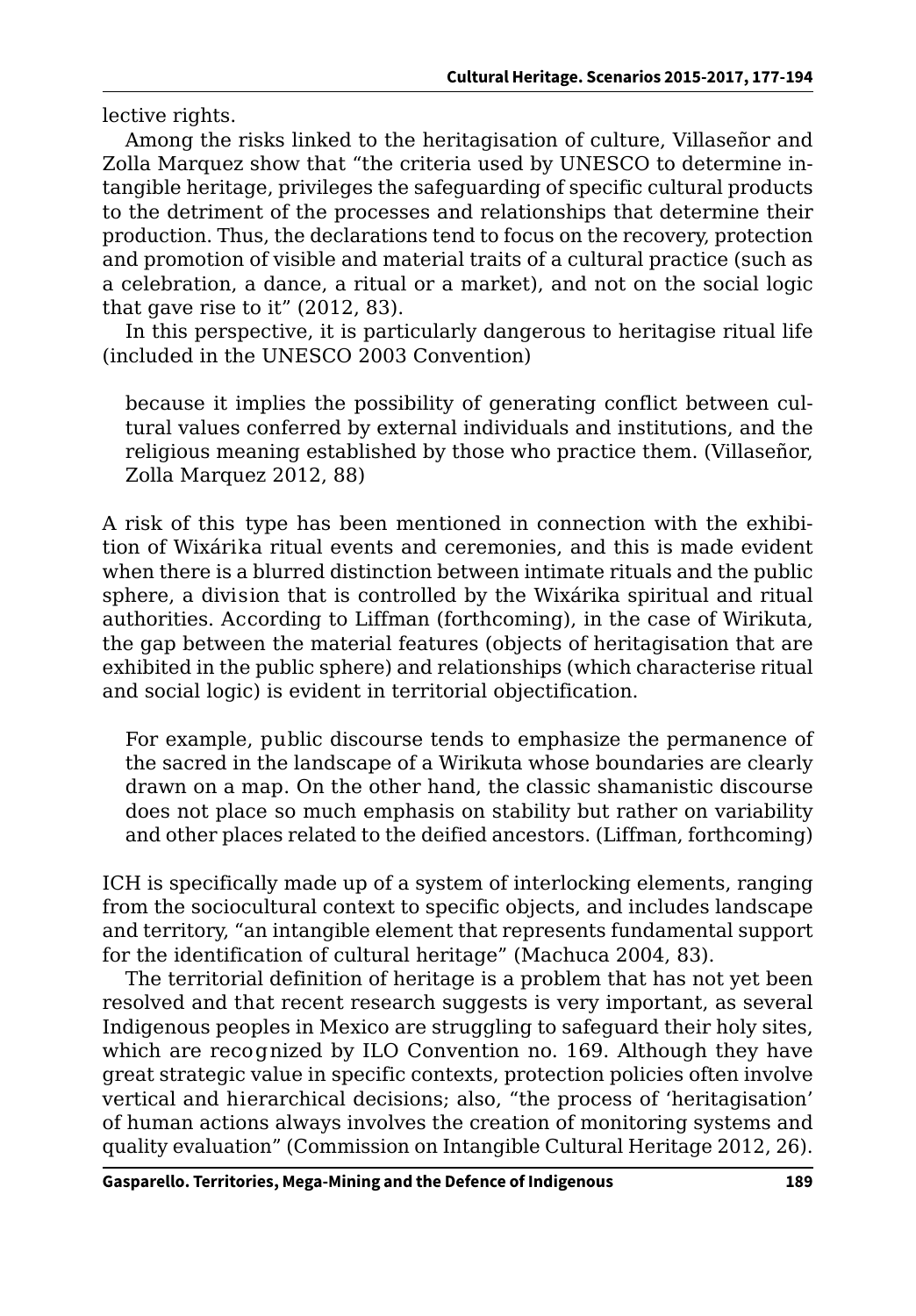lective rights.

Among the risks linked to the heritagisation of culture, Villaseñor and Zolla Marquez show that "the criteria used by UNESCO to determine intangible heritage, privileges the safeguarding of specific cultural products to the detriment of the processes and relationships that determine their production. Thus, the declarations tend to focus on the recovery, protection and promotion of visible and material traits of a cultural practice (such as a celebration, a dance, a ritual or a market), and not on the social logic that gave rise to it" (2012, 83).

In this perspective, it is particularly dangerous to heritagise ritual life (included in the UNESCO 2003 Convention)

> because it implies the possibility of generating conflict between cultural values conferred by external individuals and institutions, and the religious meaning established by those who practice them. (Villaseñor, Zolla Marquez 2012, 88)

A risk of this type has been mentioned in connection with the exhibition of Wixárika ritual events and ceremonies, and this is made evident when there is a blurred distinction between intimate rituals and the public sphere, a division that is controlled by the Wixárika spiritual and ritual authorities. According to Liffman (forthcoming), in the case of Wirikuta, the gap between the material features (objects of heritagisation that are exhibited in the public sphere) and relationships (which characterise ritual and social logic) is evident in territorial objectification.

> For example, public discourse tends to emphasize the permanence of the sacred in the landscape of a Wirikuta whose boundaries are clearly drawn on a map. On the other hand, the classic shamanistic discourse does not place so much emphasis on stability but rather on variability and other places related to the deified ancestors. (Liffman, forthcoming)

ICH is specifically made up of a system of interlocking elements, ranging from the sociocultural context to specific objects, and includes landscape and territory, "an intangible element that represents fundamental support for the identification of cultural heritage" (Machuca 2004, 83).

The territorial definition of heritage is a problem that has not yet been resolved and that recent research suggests is very important, as several Indigenous peoples in Mexico are struggling to safeguard their holy sites, which are recognized by ILO Convention no. 169. Although they have great strategic value in specific contexts, protection policies often involve vertical and hierarchical decisions; also, "the process of 'heritagisation' of human actions always involves the creation of monitoring systems and quality evaluation" (Commission on Intangible Cultural Heritage 2012, 26).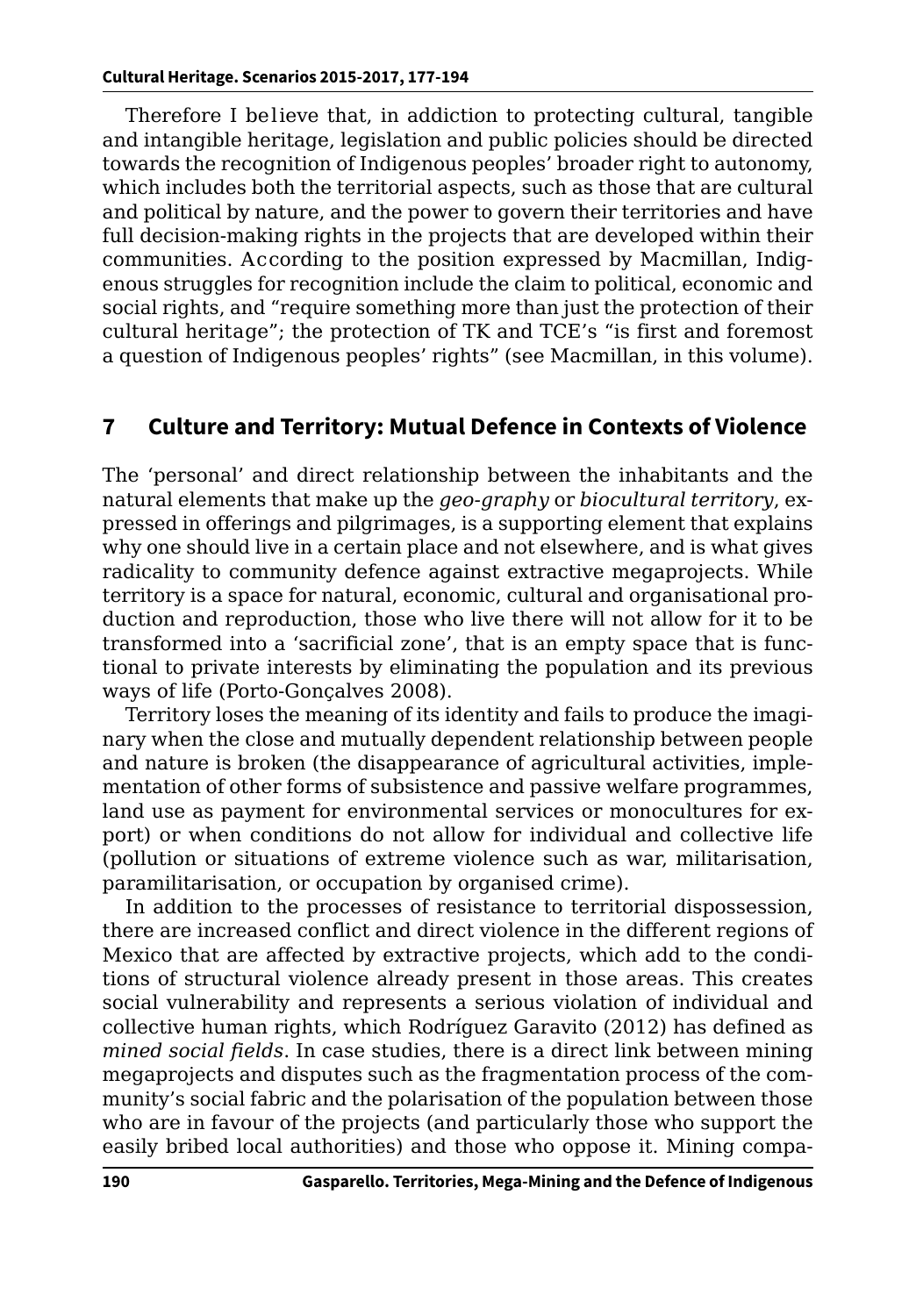Therefore I believe that, in addiction to protecting cultural, tangible and intangible heritage, legislation and public policies should be directed towards the recognition of Indigenous peoples' broader right to autonomy, which includes both the territorial aspects, such as those that are cultural and political by nature, and the power to govern their territories and have full decision-making rights in the projects that are developed within their communities. According to the position expressed by Macmillan, Indigenous struggles for recognition include the claim to political, economic and social rights, and "require something more than just the protection of their cultural heritage"; the protection of TK and TCE's "is first and foremost a question of Indigenous peoples' rights" (see Macmillan, in this volume).

## 7 Culture and Territory: Mutual Defence in Contexts of Violence

The 'personal' and direct relationship between the inhabitants and the natural elements that make up the *geo-graphy* or *biocultural territory*, expressed in offerings and pilgrimages, is a supporting element that explains why one should live in a certain place and not elsewhere, and is what gives radicality to community defence against extractive megaprojects. While territory is a space for natural, economic, cultural and organisational production and reproduction, those who live there will not allow for it to be transformed into a 'sacrificial zone', that is an empty space that is functional to private interests by eliminating the population and its previous ways of life (Porto-Gonçalves 2008).

Territory loses the meaning of its identity and fails to produce the imaginary when the close and mutually dependent relationship between people and nature is broken (the disappearance of agricultural activities, implementation of other forms of subsistence and passive welfare programmes, land use as payment for environmental services or monocultures for export) or when conditions do not allow for individual and collective life (pollution or situations of extreme violence such as war, militarisation, paramilitarisation, or occupation by organised crime).

In addition to the processes of resistance to territorial dispossession, there are increased conflict and direct violence in the different regions of Mexico that are affected by extractive projects, which add to the conditions of structural violence already present in those areas. This creates social vulnerability and represents a serious violation of individual and collective human rights, which Rodríguez Garavito (2012) has defined as *mined social fields*. In case studies, there is a direct link between mining megaprojects and disputes such as the fragmentation process of the community's social fabric and the polarisation of the population between those who are in favour of the projects (and particularly those who support the easily bribed local authorities) and those who oppose it. Mining compa-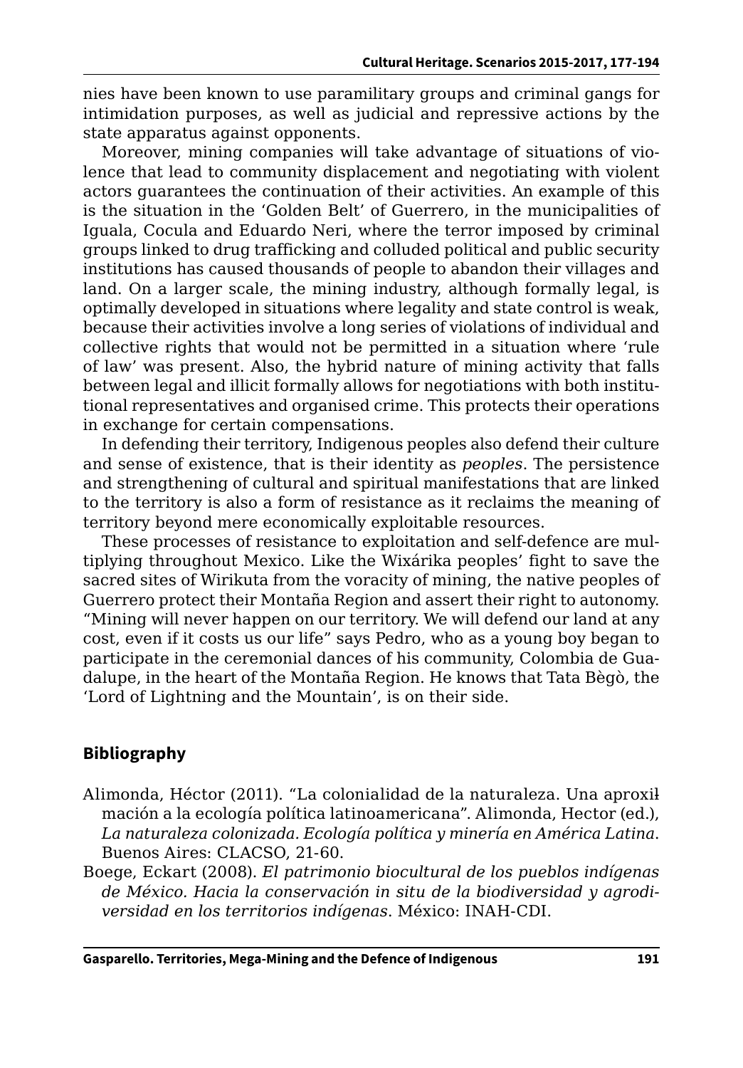nies have been known to use paramilitary groups and criminal gangs for intimidation purposes, as well as judicial and repressive actions by the state apparatus against opponents.

Moreover, mining companies will take advantage of situations of violence that lead to community displacement and negotiating with violent actors guarantees the continuation of their activities. An example of this is the situation in the 'Golden Belt' of Guerrero, in the municipalities of Iguala, Cocula and Eduardo Neri, where the terror imposed by criminal groups linked to drug trafficking and colluded political and public security institutions has caused thousands of people to abandon their villages and land. On a larger scale, the mining industry, although formally legal, is optimally developed in situations where legality and state control is weak, because their activities involve a long series of violations of individual and collective rights that would not be permitted in a situation where 'rule of law' was present. Also, the hybrid nature of mining activity that falls between legal and illicit formally allows for negotiations with both institutional representatives and organised crime. This protects their operations in exchange for certain compensations.

In defending their territory, Indigenous peoples also defend their culture and sense of existence, that is their identity as *peoples*. The persistence and strengthening of cultural and spiritual manifestations that are linked to the territory is also a form of resistance as it reclaims the meaning of territory beyond mere economically exploitable resources.

These processes of resistance to exploitation and self-defence are multiplying throughout Mexico. Like the Wixárika peoples' fight to save the sacred sites of Wirikuta from the voracity of mining, the native peoples of Guerrero protect their Montaña Region and assert their right to autonomy. "Mining will never happen on our territory. We will defend our land at any cost, even if it costs us our life" says Pedro, who as a young boy began to participate in the ceremonial dances of his community, Colombia de Guadalupe, in the heart of the Montaña Region. He knows that Tata Bègò, the 'Lord of Lightning and the Mountain', is on their side.

## Bibliography

Alimonda, Héctor (2011). "La colonialidad de la naturaleza. Una aproximación a la ecología política latinoamericana". Alimonda, Hector (ed.), *La naturaleza colonizada. Ecología política y minería en América Latina*. Buenos Aires: CLACSO, 21-60.

Boege, Eckart (2008). *El patrimonio biocultural de los pueblos indígenas de México. Hacia la conservación in situ de la biodiversidad y agrodiversidad en los territorios indígenas*. México: INAH-CDI.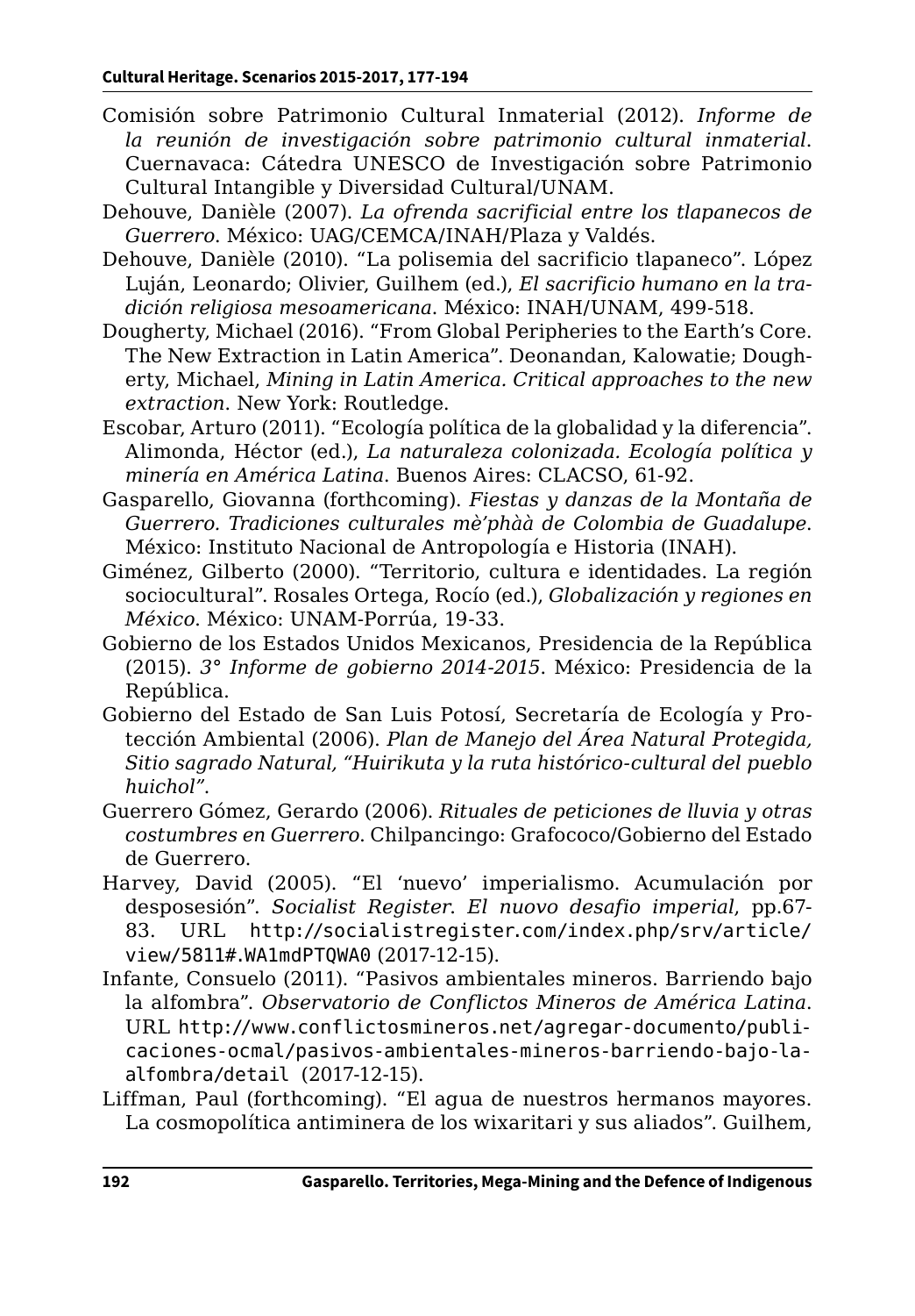Comisión sobre Patrimonio Cultural Inmaterial (2012). *Informe de la reunión de investigación sobre patrimonio cultural inmaterial*. Cuernavaca: Cátedra UNESCO de Investigación sobre Patrimonio Cultural Intangible y Diversidad Cultural/UNAM.

Dehouve, Danièle (2007). *La ofrenda sacrificial entre los tlapanecos de Guerrero*. México: UAG/CEMCA/INAH/Plaza y Valdés.

Dehouve, Danièle (2010). "La polisemia del sacrificio tlapaneco". López Luján, Leonardo; Olivier, Guilhem (ed.), *El sacrificio humano en la tradición religiosa mesoamericana*. México: INAH/UNAM, 499-518.

Dougherty, Michael (2016). "From Global Peripheries to the Earth's Core. The New Extraction in Latin America". Deonandan, Kalowatie; Dougherty, Michael, *Mining in Latin America. Critical approaches to the new extraction*. New York: Routledge.

Escobar, Arturo (2011). "Ecología política de la globalidad y la diferencia". Alimonda, Héctor (ed.), *La naturaleza colonizada. Ecología política y minería en América Latina*. Buenos Aires: CLACSO, 61-92.

Gasparello, Giovanna (forthcoming). *Fiestas y danzas de la Montaña de Guerrero. Tradiciones culturales mè'phàà de Colombia de Guadalupe*. México: Instituto Nacional de Antropología e Historia (INAH).

Giménez, Gilberto (2000). "Territorio, cultura e identidades. La región sociocultural". Rosales Ortega, Rocío (ed.), *Globalización y regiones en México*. México: UNAM-Porrúa, 19-33.

Gobierno de los Estados Unidos Mexicanos, Presidencia de la República (2015). *3° Informe de gobierno 2014-2015*. México: Presidencia de la República.

Gobierno del Estado de San Luis Potosí, Secretaría de Ecología y Protección Ambiental (2006). *Plan de Manejo del Área Natural Protegida, Sitio sagrado Natural, "Huirikuta y la ruta histórico-cultural del pueblo huichol"*.

Guerrero Gómez, Gerardo (2006). *Rituales de peticiones de lluvia y otras costumbres en Guerrero*. Chilpancingo: Grafococo/Gobierno del Estado de Guerrero.

Harvey, David (2005). "El 'nuevo' imperialismo. Acumulación por desposesión". *Socialist Register. El nuovo desafio imperial*, pp.67-83. URL http://socialistregister.com/index.php/srv/article/view/5811#.WA1mdPTQWA0 (2017-12-15).

Infante, Consuelo (2011). "Pasivos ambientales mineros. Barriendo bajo la alfombra". *Observatorio de Conflictos Mineros de América Latina*. URL http://www.conflictosmineros.net/agregar-documento/publicaciones-ocmal/pasivos-ambientales-mineros-barriendo-bajo-la-alfombra/detail (2017-12-15).

Liffman, Paul (forthcoming). "El agua de nuestros hermanos mayores. La cosmopolítica antiminera de los wixaritari y sus aliados". Guilhem,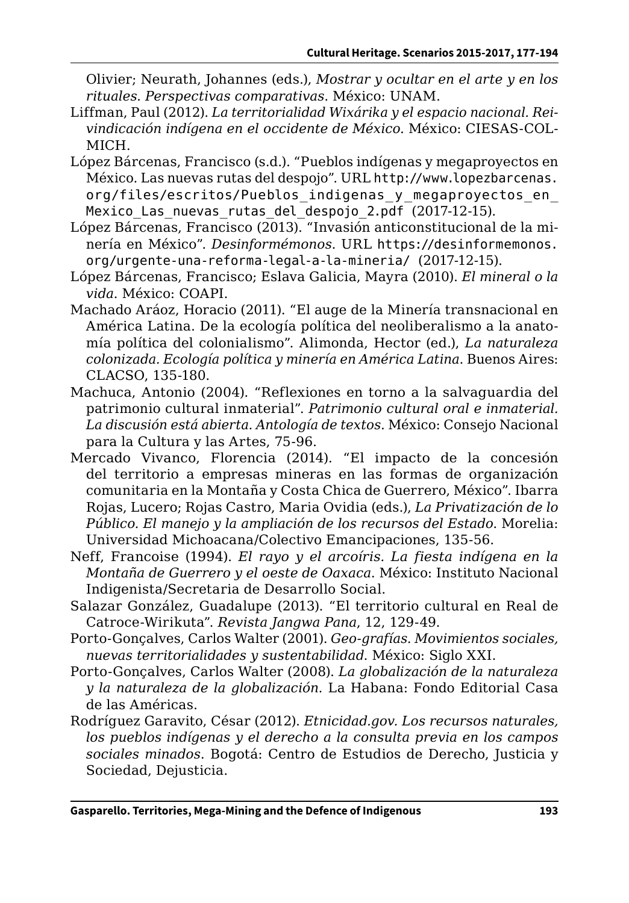Olivier; Neurath, Johannes (eds.), *Mostrar y ocultar en el arte y en los rituales. Perspectivas comparativas*. México: UNAM.

Liffman, Paul (2012). *La territorialidad Wixárika y el espacio nacional. Reivindicación indígena en el occidente de México*. México: CIESAS-COLMICH.

López Bárcenas, Francisco (s.d.). "Pueblos indígenas y megaproyectos en México. Las nuevas rutas del despojo". URL http://www.lopezbarcenas.org/files/escritos/Pueblos_indigenas_y_megaproyectos_en_Mexico_Las_nuevas_rutas_del_despojo_2.pdf (2017-12-15).

López Bárcenas, Francisco (2013). "Invasión anticonstitucional de la minería en México". *Desinformémonos*. URL https://desinformemonos.org/urgente-una-reforma-legal-a-la-mineria/ (2017-12-15).

López Bárcenas, Francisco; Eslava Galicia, Mayra (2010). *El mineral o la vida*. México: COAPI.

Machado Aráoz, Horacio (2011). "El auge de la Minería transnacional en América Latina. De la ecología política del neoliberalismo a la anatomía política del colonialismo". Alimonda, Hector (ed.), *La naturaleza colonizada. Ecología política y minería en América Latina*. Buenos Aires: CLACSO, 135-180.

Machuca, Antonio (2004). "Reflexiones en torno a la salvaguardia del patrimonio cultural inmaterial". *Patrimonio cultural oral e inmaterial. La discusión está abierta. Antología de textos*. México: Consejo Nacional para la Cultura y las Artes, 75-96.

Mercado Vivanco, Florencia (2014). "El impacto de la concesión del territorio a empresas mineras en las formas de organización comunitaria en la Montaña y Costa Chica de Guerrero, México". Ibarra Rojas, Lucero; Rojas Castro, Maria Ovidia (eds.), *La Privatización de lo Público. El manejo y la ampliación de los recursos del Estado*. Morelia: Universidad Michoacana/Colectivo Emancipaciones, 135-56.

Neff, Francoise (1994). *El rayo y el arcoíris. La fiesta indígena en la Montaña de Guerrero y el oeste de Oaxaca*. México: Instituto Nacional Indigenista/Secretaria de Desarrollo Social.

Salazar González, Guadalupe (2013). "El territorio cultural en Real de Catroce-Wirikuta". *Revista Jangwa Pana*, 12, 129-49.

Porto-Gonçalves, Carlos Walter (2001). *Geo-grafías. Movimientos sociales, nuevas territorialidades y sustentabilidad*. México: Siglo XXI.

Porto-Gonçalves, Carlos Walter (2008). *La globalización de la naturaleza y la naturaleza de la globalización*. La Habana: Fondo Editorial Casa de las Américas.

Rodríguez Garavito, César (2012). *Etnicidad.gov. Los recursos naturales, los pueblos indígenas y el derecho a la consulta previa en los campos sociales minados*. Bogotá: Centro de Estudios de Derecho, Justicia y Sociedad, Dejusticia.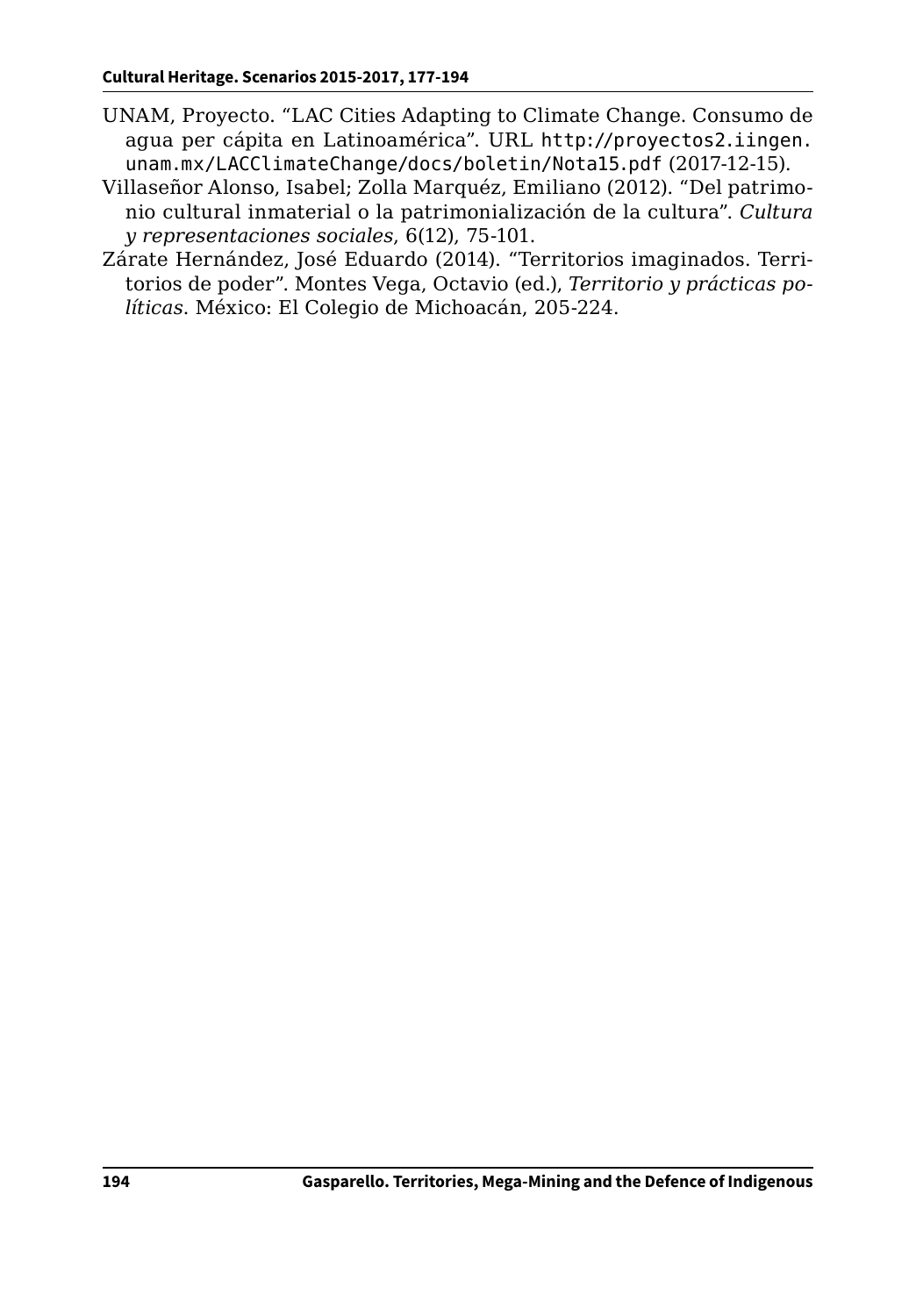UNAM, Proyecto. "LAC Cities Adapting to Climate Change. Consumo de agua per cápita en Latinoamérica". URL http://proyectos2.iingen.unam.mx/LACClimateChange/docs/boletin/Nota15.pdf (2017-12-15).

Villaseñor Alonso, Isabel; Zolla Marquéz, Emiliano (2012). "Del patrimonio cultural inmaterial o la patrimonialización de la cultura". *Cultura y representaciones sociales*, 6(12), 75-101.

Zárate Hernández, José Eduardo (2014). "Territorios imaginados. Territorios de poder". Montes Vega, Octavio (ed.), *Territorio y prácticas políticas*. México: El Colegio de Michoacán, 205-224.